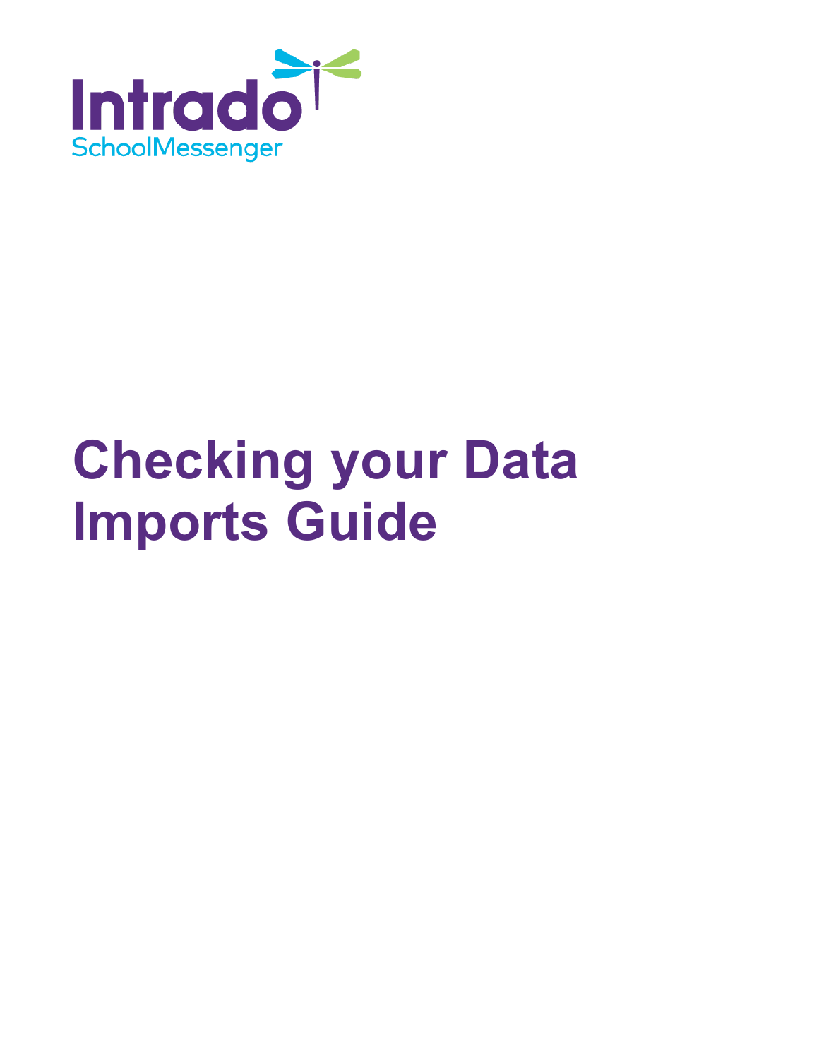Intrado

SchoolMessenger

# Checking your Data Imports Guide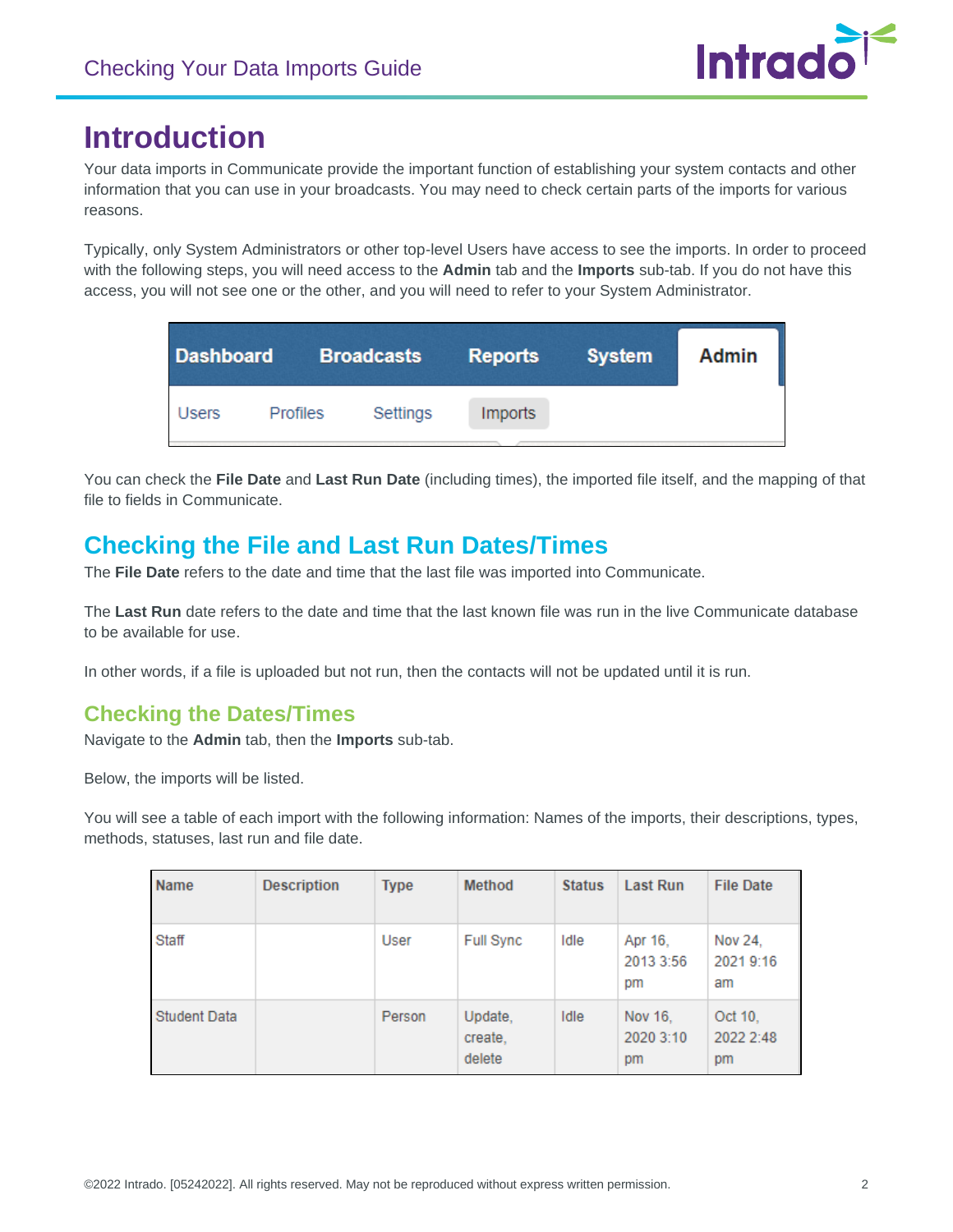# Introduction

Your data imports in Communicate provide the important function of establishing your system contacts and other information that you can use in your broadcasts. You may need to check certain parts of the imports for various reasons.

Typically, only System Administrators or other top-level Users have access to see the imports. In order to proceed with the following steps, you will need access to the **Admin** tab and the **Imports** sub-tab. If you do not have this access, you will not see one or the other, and you will need to refer to your System Administrator.

| Dashboard | Broadcasts | Reports | System | Admin |
|---|---|---|---|---|
| Users | Profiles | Settings | Imports | |

You can check the **File Date** and **Last Run Date** (including times), the imported file itself, and the mapping of that file to fields in Communicate.

## Checking the File and Last Run Dates/Times

The **File Date** refers to the date and time that the last file was imported into Communicate.

The **Last Run** date refers to the date and time that the last known file was run in the live Communicate database to be available for use.

In other words, if a file is uploaded but not run, then the contacts will not be updated until it is run.

### Checking the Dates/Times

Navigate to the **Admin** tab, then the **Imports** sub-tab.

Below, the imports will be listed.

You will see a table of each import with the following information: Names of the imports, their descriptions, types, methods, statuses, last run and file date.

| Name | Description | Type | Method | Status | Last Run | File Date |
|---|---|---|---|---|---|---|
| Staff | | User | Full Sync | Idle | Apr 16, 2013 3:56 pm | Nov 24, 2021 9:16 am |
| Student Data | | Person | Update, create, delete | Idle | Nov 16, 2020 3:10 pm | Oct 10, 2022 2:48 pm |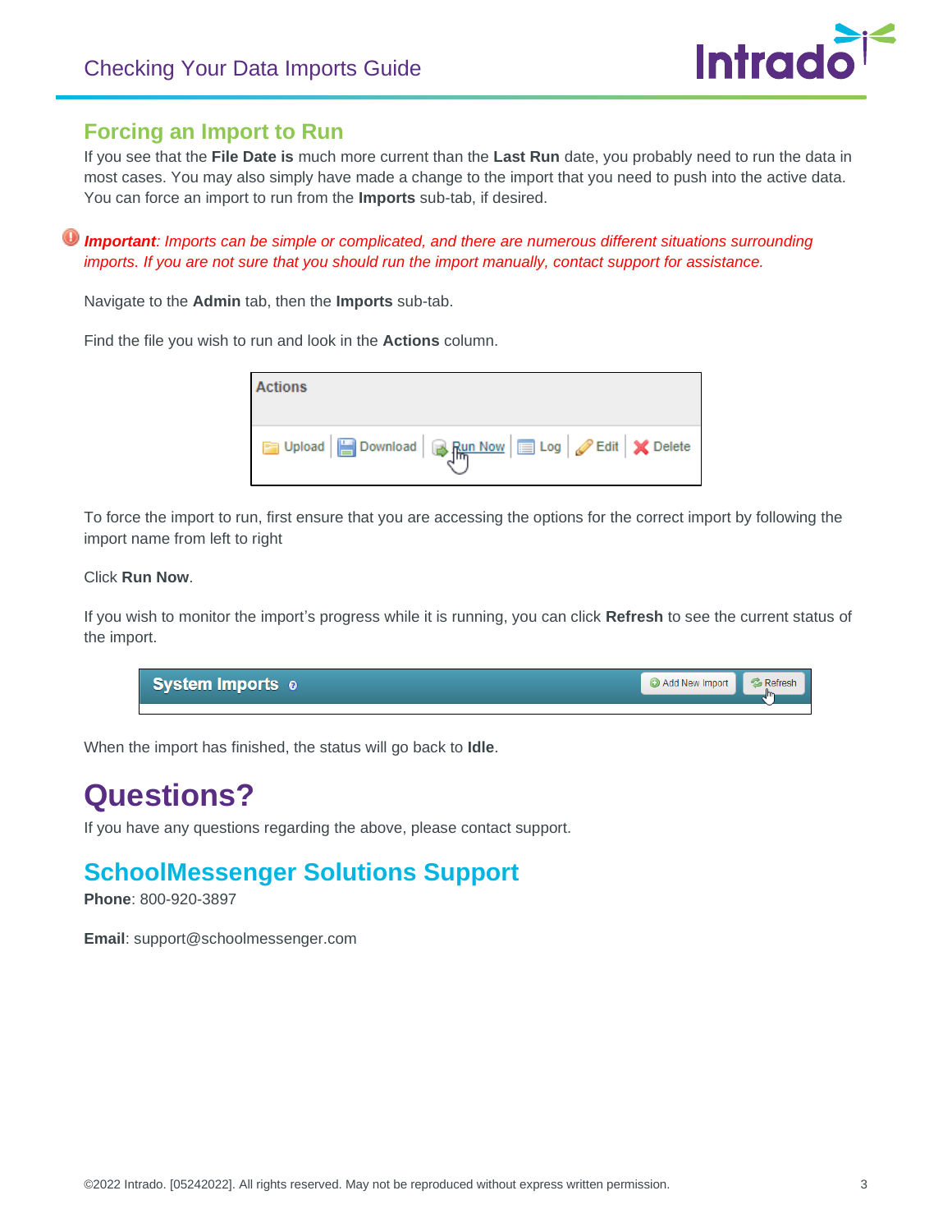## Forcing an Import to Run

If you see that the **File Date is** much more current than the **Last Run** date, you probably need to run the data in most cases. You may also simply have made a change to the import that you need to push into the active data. You can force an import to run from the **Imports** sub-tab, if desired.

***Important**: Imports can be simple or complicated, and there are numerous different situations surrounding imports. If you are not sure that you should run the import manually, contact support for assistance.*

Navigate to the **Admin** tab, then the **Imports** sub-tab.

Find the file you wish to run and look in the **Actions** column.

To force the import to run, first ensure that you are accessing the options for the correct import by following the import name from left to right

Click **Run Now**.

If you wish to monitor the import's progress while it is running, you can click **Refresh** to see the current status of the import.

When the import has finished, the status will go back to **Idle**.

# Questions?

If you have any questions regarding the above, please contact support.

## SchoolMessenger Solutions Support

**Phone**: 800-920-3897

**Email**: support@schoolmessenger.com